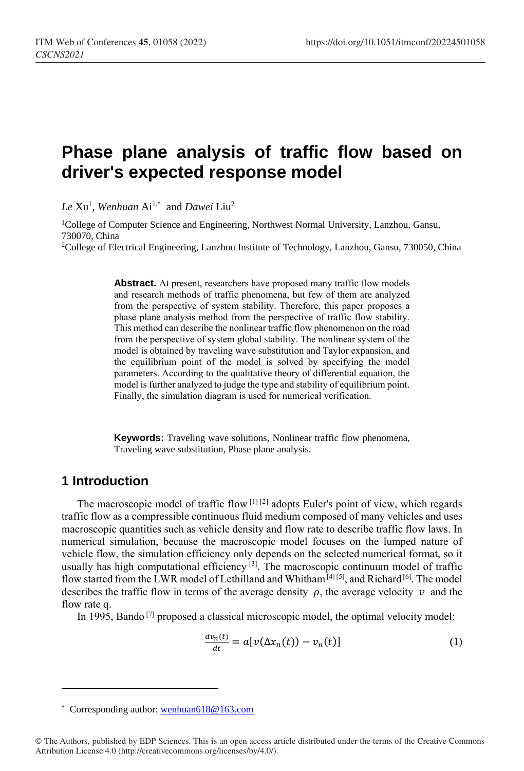# Phase plane analysis of traffic flow based on driver's expected response model

*Le* Xu[1], *Wenhuan* Ai[1,*] and *Dawei* Liu[2]

[1]College of Computer Science and Engineering, Northwest Normal University, Lanzhou, Gansu, 730070, China

[2]College of Electrical Engineering, Lanzhou Institute of Technology, Lanzhou, Gansu, 730050, China

**Abstract.** At present, researchers have proposed many traffic flow models and research methods of traffic phenomena, but few of them are analyzed from the perspective of system stability. Therefore, this paper proposes a phase plane analysis method from the perspective of traffic flow stability. This method can describe the nonlinear traffic flow phenomenon on the road from the perspective of system global stability. The nonlinear system of the model is obtained by traveling wave substitution and Taylor expansion, and the equilibrium point of the model is solved by specifying the model parameters. According to the qualitative theory of differential equation, the model is further analyzed to judge the type and stability of equilibrium point. Finally, the simulation diagram is used for numerical verification.

**Keywords:** Traveling wave solutions, Nonlinear traffic flow phenomena, Traveling wave substitution, Phase plane analysis.

## 1 Introduction

The macroscopic model of traffic flow [1] [2] adopts Euler's point of view, which regards traffic flow as a compressible continuous fluid medium composed of many vehicles and uses macroscopic quantities such as vehicle density and flow rate to describe traffic flow laws. In numerical simulation, because the macroscopic model focuses on the lumped nature of vehicle flow, the simulation efficiency only depends on the selected numerical format, so it usually has high computational efficiency [3]. The macroscopic continuum model of traffic flow started from the LWR model of Lethilland and Whitham [4] [5], and Richard [6]. The model describes the traffic flow in terms of the average density $\rho$, the average velocity $v$ and the flow rate q.

In 1995, Bando [7] proposed a classical microscopic model, the optimal velocity model:

$$\frac{dv_n(t)}{dt} = a[v(\Delta x_n(t)) - v_n(t)] \tag{1}$$

* Corresponding author: wenhuan618@163.com

© The Authors, published by EDP Sciences. This is an open access article distributed under the terms of the Creative Commons Attribution License 4.0 (http://creativecommons.org/licenses/by/4.0/).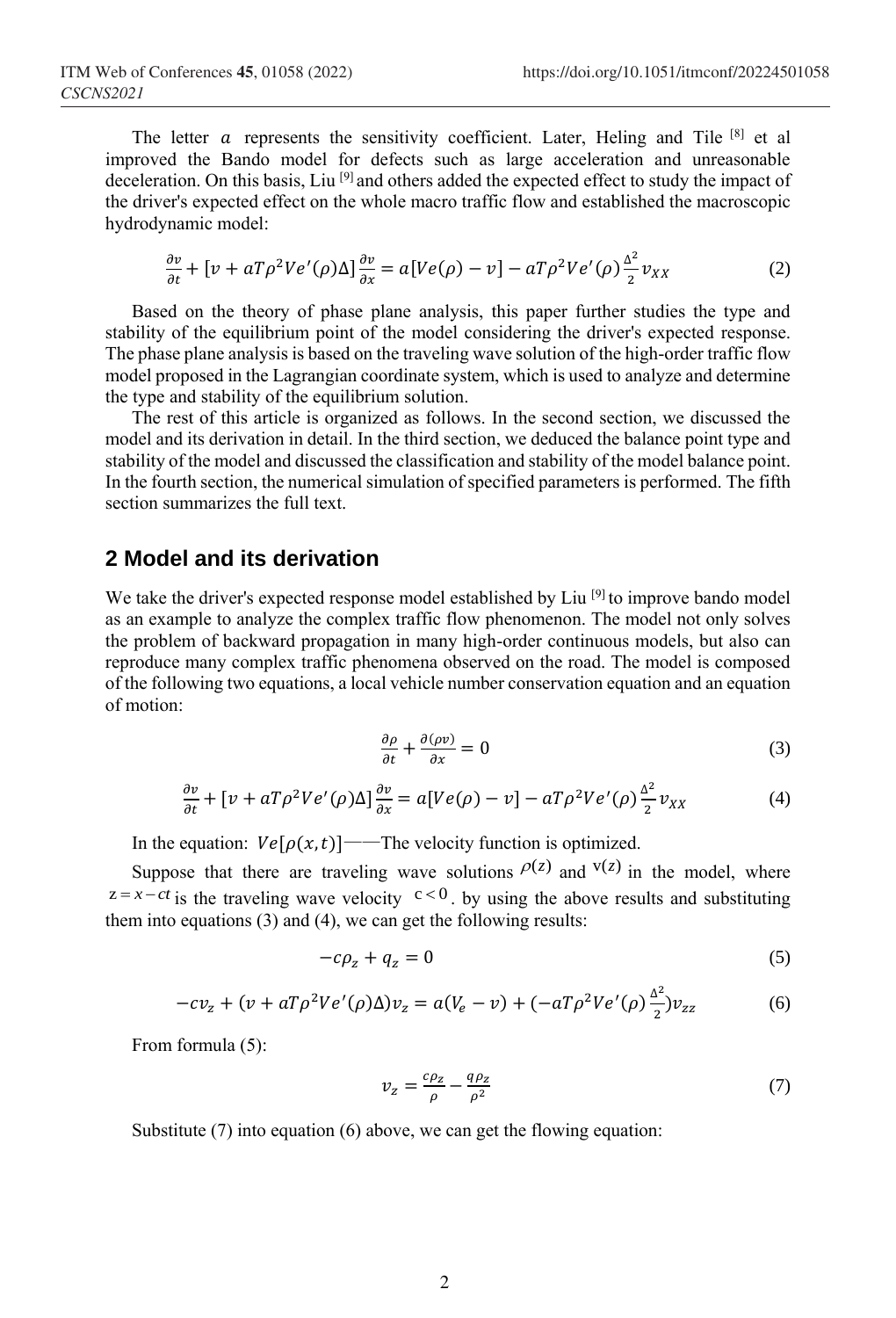The letter $a$ represents the sensitivity coefficient. Later, Heling and Tile [8] et al improved the Bando model for defects such as large acceleration and unreasonable deceleration. On this basis, Liu [9] and others added the expected effect to study the impact of the driver's expected effect on the whole macro traffic flow and established the macroscopic hydrodynamic model:

$$\frac{\partial v}{\partial t} + [v + aT\rho^2 Ve'(\rho)\Delta]\frac{\partial v}{\partial x} = a[Ve(\rho) - v] - aT\rho^2 Ve'(\rho)\frac{\Delta^2}{2}v_{XX} \tag{2}$$

Based on the theory of phase plane analysis, this paper further studies the type and stability of the equilibrium point of the model considering the driver's expected response. The phase plane analysis is based on the traveling wave solution of the high-order traffic flow model proposed in the Lagrangian coordinate system, which is used to analyze and determine the type and stability of the equilibrium solution.

The rest of this article is organized as follows. In the second section, we discussed the model and its derivation in detail. In the third section, we deduced the balance point type and stability of the model and discussed the classification and stability of the model balance point. In the fourth section, the numerical simulation of specified parameters is performed. The fifth section summarizes the full text.

## 2 Model and its derivation

We take the driver's expected response model established by Liu [9] to improve bando model as an example to analyze the complex traffic flow phenomenon. The model not only solves the problem of backward propagation in many high-order continuous models, but also can reproduce many complex traffic phenomena observed on the road. The model is composed of the following two equations, a local vehicle number conservation equation and an equation of motion:

$$\frac{\partial \rho}{\partial t} + \frac{\partial (\rho v)}{\partial x} = 0 \tag{3}$$

$$\frac{\partial v}{\partial t} + [v + aT\rho^2 Ve'(\rho)\Delta]\frac{\partial v}{\partial x} = a[Ve(\rho) - v] - aT\rho^2 Ve'(\rho)\frac{\Delta^2}{2}v_{XX} \tag{4}$$

In the equation: $Ve[\rho(x,t)]$——The velocity function is optimized.

Suppose that there are traveling wave solutions $\rho(z)$ and $v(z)$ in the model, where $z = x - ct$ is the traveling wave velocity $c < 0$. by using the above results and substituting them into equations (3) and (4), we can get the following results:

$$-c\rho_z + q_z = 0 \tag{5}$$

$$-cv_z + (v + aT\rho^2 Ve'(\rho)\Delta)v_z = a(V_e - v) + (-aT\rho^2 Ve'(\rho)\frac{\Delta^2}{2})v_{zz} \tag{6}$$

From formula (5):

$$v_z = \frac{c\rho_z}{\rho} - \frac{q\rho_z}{\rho^2} \tag{7}$$

Substitute (7) into equation (6) above, we can get the flowing equation: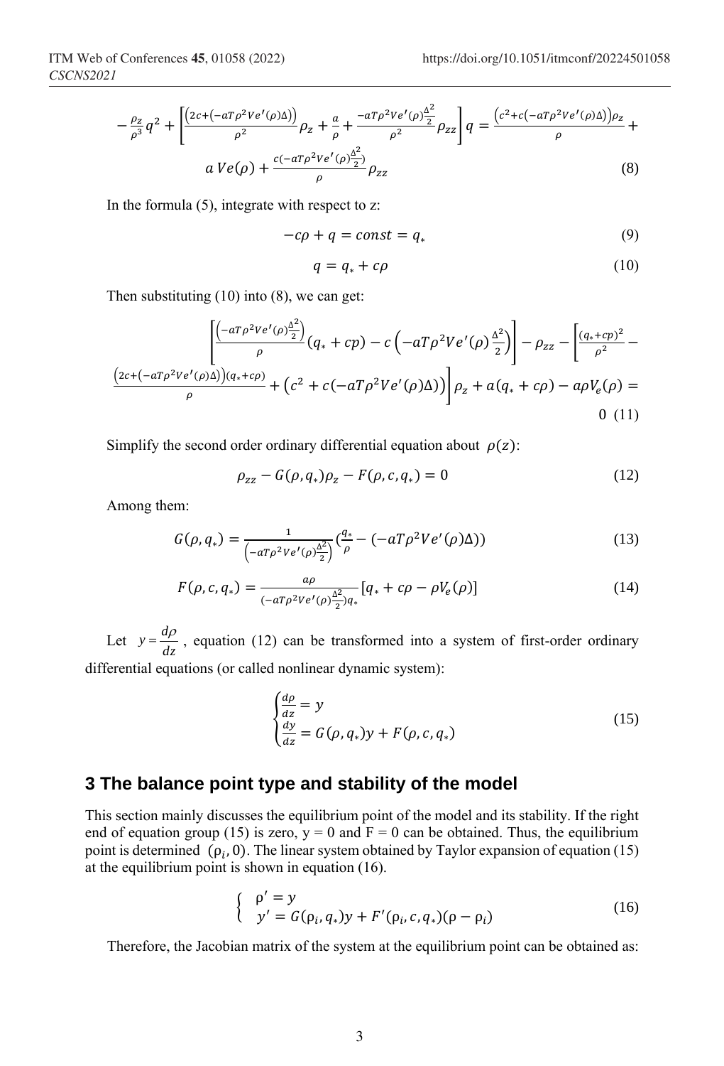$$-\frac{\rho_z}{\rho^3}q^2+\left[\frac{\left(2c+\left(-aT\rho^2Ve'(\rho)\Delta\right)\right)}{\rho^2}\rho_z+\frac{a}{\rho}+\frac{-aT\rho^2Ve'(\rho)\frac{\Delta^2}{2}}{\rho^2}\rho_{zz}\right]q=\frac{\left(c^2+c\left(-aT\rho^2Ve'(\rho)\Delta\right)\right)\rho_z}{\rho}+$$

$$a\,Ve(\rho)+\frac{c(-aT\rho^2Ve'(\rho)\frac{\Delta^2}{2})}{\rho}\rho_{zz} \tag{8}$$

In the formula (5), integrate with respect to z:

$$-c\rho+q=const=q_* \tag{9}$$

$$q=q_*+c\rho \tag{10}$$

Then substituting (10) into (8), we can get:

$$\left[\frac{\left(-aT\rho^2Ve'(\rho)\frac{\Delta^2}{2}\right)}{\rho}(q_*+cp)-c\left(-aT\rho^2Ve'(\rho)\frac{\Delta^2}{2}\right)\right]-\rho_{zz}-\left[\frac{(q_*+cp)^2}{\rho^2}-\right.$$

$$\left.\frac{\left(2c+\left(-aT\rho^2Ve'(\rho)\Delta\right)\right)(q_*+c\rho)}{\rho}+\left(c^2+c(-aT\rho^2Ve'(\rho)\Delta)\right)\right]\rho_z+a(q_*+c\rho)-a\rho V_e(\rho)=0 \tag{11}$$

Simplify the second order ordinary differential equation about $\rho(z)$:

$$\rho_{zz}-G(\rho,q_*)\rho_z-F(\rho,c,q_*)=0 \tag{12}$$

Among them:

$$G(\rho,q_*)=\frac{1}{\left(-aT\rho^2Ve'(\rho)\frac{\Delta^2}{2}\right)}\left(\frac{q_*}{\rho}-(-aT\rho^2Ve'(\rho)\Delta)\right) \tag{13}$$

$$F(\rho,c,q_*)=\frac{a\rho}{(-aT\rho^2Ve'(\rho)\frac{\Delta^2}{2})q_*}[q_*+c\rho-\rho V_e(\rho)] \tag{14}$$

Let $y=\frac{d\rho}{dz}$, equation (12) can be transformed into a system of first-order ordinary differential equations (or called nonlinear dynamic system):

$$\begin{cases}\frac{d\rho}{dz}=y\\ \frac{dy}{dz}=G(\rho,q_*)y+F(\rho,c,q_*)\end{cases} \tag{15}$$

## 3 The balance point type and stability of the model

This section mainly discusses the equilibrium point of the model and its stability. If the right end of equation group (15) is zero, y = 0 and F = 0 can be obtained. Thus, the equilibrium point is determined $(\rho_i,0)$. The linear system obtained by Taylor expansion of equation (15) at the equilibrium point is shown in equation (16).

$$\begin{cases}\rho'=y\\ y'=G(\rho_i,q_*)y+F'(\rho_i,c,q_*)(\rho-\rho_i)\end{cases} \tag{16}$$

Therefore, the Jacobian matrix of the system at the equilibrium point can be obtained as: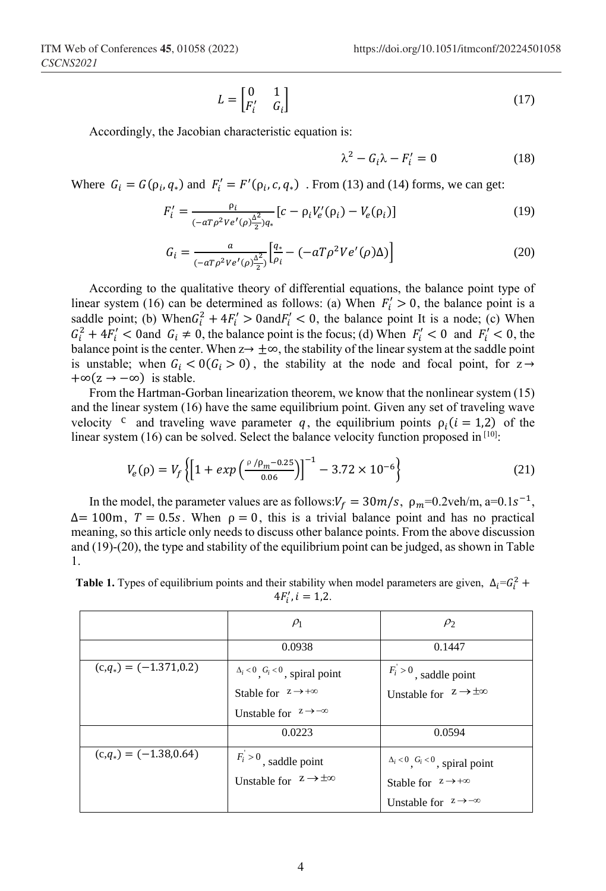$$L = \begin{bmatrix} 0 & 1 \\ F_i' & G_i \end{bmatrix} \tag{17}$$

Accordingly, the Jacobian characteristic equation is:

$$\lambda^2 - G_i\lambda - F_i' = 0 \tag{18}$$

Where $G_i = G(\rho_i, q_*)$ and $F_i' = F'(\rho_i, c, q_*)$ . From (13) and (14) forms, we can get:

$$F_i' = \frac{\rho_i}{(-aT\rho^2 Ve'(\rho)\frac{\Delta^2}{2})q_*}\left[c - \rho_i V_e'(\rho_i) - V_e(\rho_i)\right] \tag{19}$$

$$G_i = \frac{a}{(-aT\rho^2 Ve'(\rho)\frac{\Delta^2}{2})}\left[\frac{q_*}{\rho_i} - (-aT\rho^2 Ve'(\rho)\Delta)\right] \tag{20}$$

According to the qualitative theory of differential equations, the balance point type of linear system (16) can be determined as follows: (a) When $F_i' > 0$, the balance point is a saddle point; (b) When $G_i^2 + 4F_i' > 0$ and $F_i' < 0$, the balance point It is a node; (c) When $G_i^2 + 4F_i' < 0$ and $G_i \neq 0$, the balance point is the focus; (d) When $F_i' < 0$ and $F_i' < 0$, the balance point is the center. When $z \to \pm\infty$, the stability of the linear system at the saddle point is unstable; when $G_i < 0 (G_i > 0)$, the stability at the node and focal point, for $z \to +\infty (z \to -\infty)$ is stable.

From the Hartman-Gorban linearization theorem, we know that the nonlinear system (15) and the linear system (16) have the same equilibrium point. Given any set of traveling wave velocity $c$ and traveling wave parameter $q$, the equilibrium points $\rho_i (i = 1,2)$ of the linear system (16) can be solved. Select the balance velocity function proposed in [10]:

$$V_e(\rho) = V_f\left\{\left[1 + exp\left(\frac{\rho/\rho_m - 0.25}{0.06}\right)\right]^{-1} - 3.72 \times 10^{-6}\right\} \tag{21}$$

In the model, the parameter values are as follows: $V_f = 30m/s$, $\rho_m$=0.2veh/m, a=0.1$s^{-1}$, $\Delta$= 100m, $T = 0.5s$. When $\rho = 0$, this is a trivial balance point and has no practical meaning, so this article only needs to discuss other balance points. From the above discussion and (19)-(20), the type and stability of the equilibrium point can be judged, as shown in Table 1.

**Table 1.** Types of equilibrium points and their stability when model parameters are given, $\Delta_i = G_i^2 + 4F_i', i = 1,2$.

| | $\rho_1$ | $\rho_2$ |
|---|---|---|
| | 0.0938 | 0.1447 |
| $(c, q_*) = (-1.371, 0.2)$ | $\Delta_i < 0$, $G_i < 0$, spiral point<br>Stable for $z \to +\infty$<br>Unstable for $z \to -\infty$ | $F_i' > 0$, saddle point<br>Unstable for $z \to \pm\infty$ |
| | 0.0223 | 0.0594 |
| $(c, q_*) = (-1.38, 0.64)$ | $F_i' > 0$, saddle point<br>Unstable for $z \to \pm\infty$ | $\Delta_i < 0$, $G_i < 0$, spiral point<br>Stable for $z \to +\infty$<br>Unstable for $z \to -\infty$ |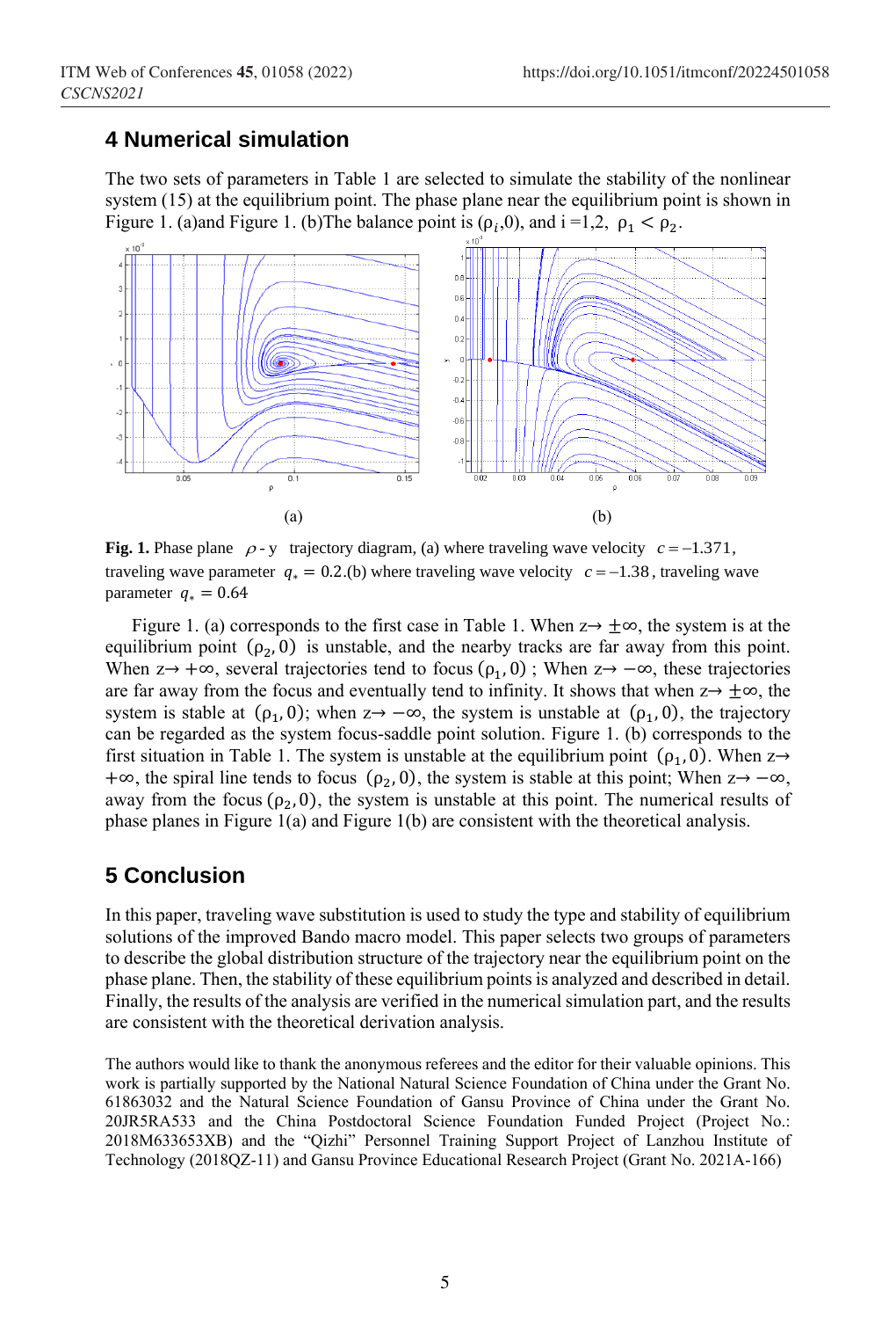## 4 Numerical simulation

The two sets of parameters in Table 1 are selected to simulate the stability of the nonlinear system (15) at the equilibrium point. The phase plane near the equilibrium point is shown in Figure 1. (a)and Figure 1. (b)The balance point is ($\rho_i$,0), and i =1,2, $\rho_1 < \rho_2$.

(a)

(b)

**Fig. 1.** Phase plane $\rho$ - y trajectory diagram, (a) where traveling wave velocity $c = -1.371$, traveling wave parameter $q_* = 0.2$.(b) where traveling wave velocity $c = -1.38$, traveling wave parameter $q_* = 0.64$

Figure 1. (a) corresponds to the first case in Table 1. When z→ ±∞, the system is at the equilibrium point $(\rho_2, 0)$ is unstable, and the nearby tracks are far away from this point. When z→ +∞, several trajectories tend to focus $(\rho_1, 0)$ ; When z→ −∞, these trajectories are far away from the focus and eventually tend to infinity. It shows that when z→ ±∞, the system is stable at $(\rho_1, 0)$; when z→ −∞, the system is unstable at $(\rho_1, 0)$, the trajectory can be regarded as the system focus-saddle point solution. Figure 1. (b) corresponds to the first situation in Table 1. The system is unstable at the equilibrium point $(\rho_1, 0)$. When z→ +∞, the spiral line tends to focus $(\rho_2, 0)$, the system is stable at this point; When z→ −∞, away from the focus $(\rho_2, 0)$, the system is unstable at this point. The numerical results of phase planes in Figure 1(a) and Figure 1(b) are consistent with the theoretical analysis.

## 5 Conclusion

In this paper, traveling wave substitution is used to study the type and stability of equilibrium solutions of the improved Bando macro model. This paper selects two groups of parameters to describe the global distribution structure of the trajectory near the equilibrium point on the phase plane. Then, the stability of these equilibrium points is analyzed and described in detail. Finally, the results of the analysis are verified in the numerical simulation part, and the results are consistent with the theoretical derivation analysis.

The authors would like to thank the anonymous referees and the editor for their valuable opinions. This work is partially supported by the National Natural Science Foundation of China under the Grant No. 61863032 and the Natural Science Foundation of Gansu Province of China under the Grant No. 20JR5RA533 and the China Postdoctoral Science Foundation Funded Project (Project No.: 2018M633653XB) and the "Qizhi" Personnel Training Support Project of Lanzhou Institute of Technology (2018QZ-11) and Gansu Province Educational Research Project (Grant No. 2021A-166)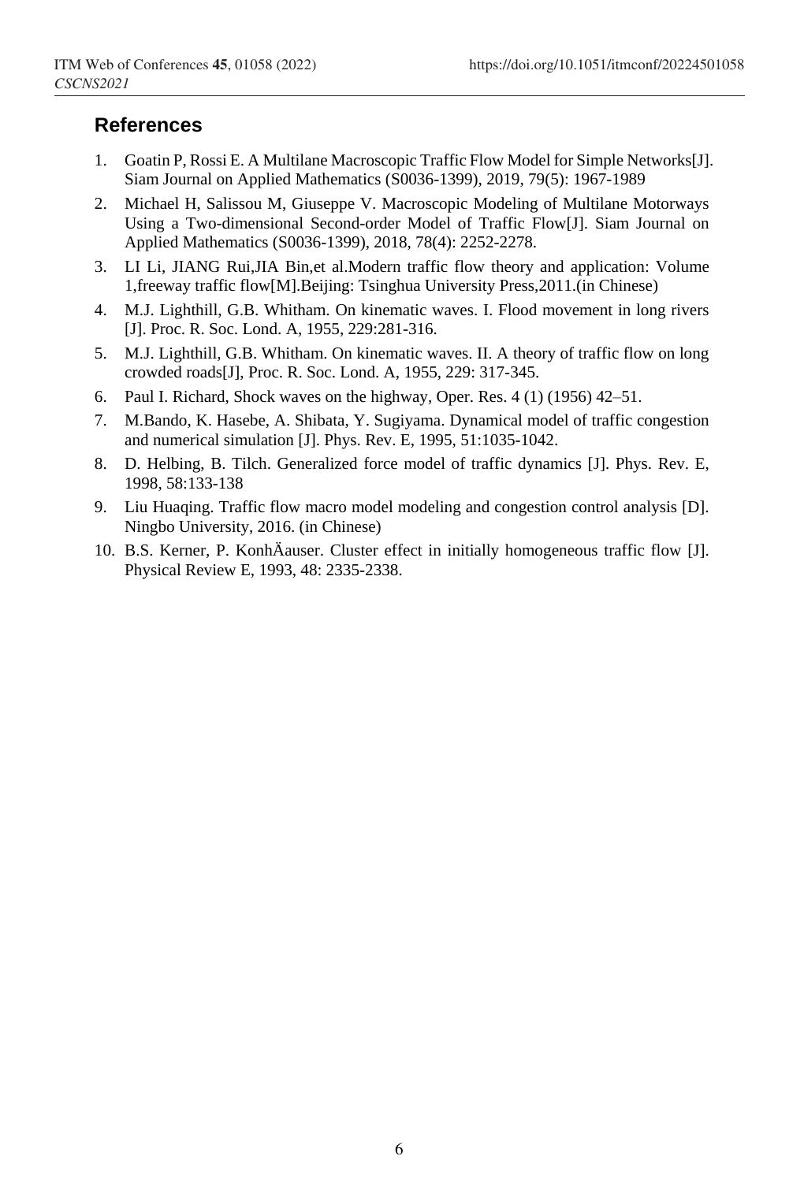## References

1. Goatin P, Rossi E. A Multilane Macroscopic Traffic Flow Model for Simple Networks[J]. Siam Journal on Applied Mathematics (S0036-1399), 2019, 79(5): 1967-1989
2. Michael H, Salissou M, Giuseppe V. Macroscopic Modeling of Multilane Motorways Using a Two-dimensional Second-order Model of Traffic Flow[J]. Siam Journal on Applied Mathematics (S0036-1399), 2018, 78(4): 2252-2278.
3. LI Li, JIANG Rui,JIA Bin,et al.Modern traffic flow theory and application: Volume 1,freeway traffic flow[M].Beijing: Tsinghua University Press,2011.(in Chinese)
4. M.J. Lighthill, G.B. Whitham. On kinematic waves. I. Flood movement in long rivers [J]. Proc. R. Soc. Lond. A, 1955, 229:281-316.
5. M.J. Lighthill, G.B. Whitham. On kinematic waves. II. A theory of traffic flow on long crowded roads[J], Proc. R. Soc. Lond. A, 1955, 229: 317-345.
6. Paul I. Richard, Shock waves on the highway, Oper. Res. 4 (1) (1956) 42–51.
7. M.Bando, K. Hasebe, A. Shibata, Y. Sugiyama. Dynamical model of traffic congestion and numerical simulation [J]. Phys. Rev. E, 1995, 51:1035-1042.
8. D. Helbing, B. Tilch. Generalized force model of traffic dynamics [J]. Phys. Rev. E, 1998, 58:133-138
9. Liu Huaqing. Traffic flow macro model modeling and congestion control analysis [D]. Ningbo University, 2016. (in Chinese)
10. B.S. Kerner, P. KonhÄauser. Cluster effect in initially homogeneous traffic flow [J]. Physical Review E, 1993, 48: 2335-2338.